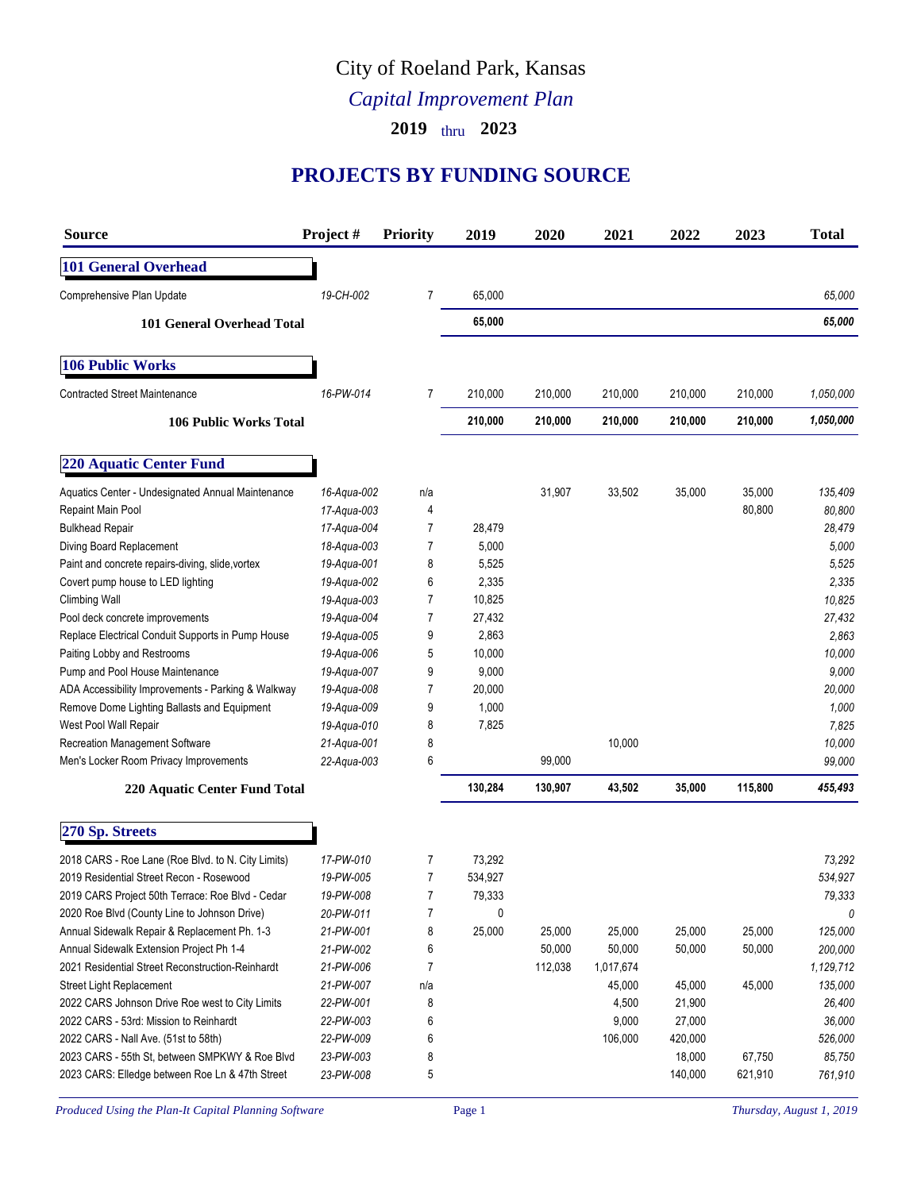# City of Roeland Park, Kansas

## *Capital Improvement Plan*

### 2019 thru 2023

## PROJECTS BY FUNDING SOURCE

| Source | Project # | Priority | 2019 | 2020 | 2021 | 2022 | 2023 | Total |
|---|---|---|---|---|---|---|---|---|
| **101 General Overhead** | | | | | | | | |
| Comprehensive Plan Update | *19-CH-002* | 7 | 65,000 | | | | | *65,000* |
| **101 General Overhead Total** | | | **65,000** | | | | | ***65,000*** |
| **106 Public Works** | | | | | | | | |
| Contracted Street Maintenance | *16-PW-014* | 7 | 210,000 | 210,000 | 210,000 | 210,000 | 210,000 | *1,050,000* |
| **106 Public Works Total** | | | **210,000** | **210,000** | **210,000** | **210,000** | **210,000** | ***1,050,000*** |
| **220 Aquatic Center Fund** | | | | | | | | |
| Aquatics Center - Undesignated Annual Maintenance | *16-Aqua-002* | n/a | | 31,907 | 33,502 | 35,000 | 35,000 | *135,409* |
| Repaint Main Pool | *17-Aqua-003* | 4 | | | | | 80,800 | *80,800* |
| Bulkhead Repair | *17-Aqua-004* | 7 | 28,479 | | | | | *28,479* |
| Diving Board Replacement | *18-Aqua-003* | 7 | 5,000 | | | | | *5,000* |
| Paint and concrete repairs-diving, slide,vortex | *19-Aqua-001* | 8 | 5,525 | | | | | *5,525* |
| Covert pump house to LED lighting | *19-Aqua-002* | 6 | 2,335 | | | | | *2,335* |
| Climbing Wall | *19-Aqua-003* | 7 | 10,825 | | | | | *10,825* |
| Pool deck concrete improvements | *19-Aqua-004* | 7 | 27,432 | | | | | *27,432* |
| Replace Electrical Conduit Supports in Pump House | *19-Aqua-005* | 9 | 2,863 | | | | | *2,863* |
| Paiting Lobby and Restrooms | *19-Aqua-006* | 5 | 10,000 | | | | | *10,000* |
| Pump and Pool House Maintenance | *19-Aqua-007* | 9 | 9,000 | | | | | *9,000* |
| ADA Accessibility Improvements - Parking & Walkway | *19-Aqua-008* | 7 | 20,000 | | | | | *20,000* |
| Remove Dome Lighting Ballasts and Equipment | *19-Aqua-009* | 9 | 1,000 | | | | | *1,000* |
| West Pool Wall Repair | *19-Aqua-010* | 8 | 7,825 | | | | | *7,825* |
| Recreation Management Software | *21-Aqua-001* | 8 | | | 10,000 | | | *10,000* |
| Men's Locker Room Privacy Improvements | *22-Aqua-003* | 6 | | 99,000 | | | | *99,000* |
| **220 Aquatic Center Fund Total** | | | **130,284** | **130,907** | **43,502** | **35,000** | **115,800** | ***455,493*** |
| **270 Sp. Streets** | | | | | | | | |
| 2018 CARS - Roe Lane (Roe Blvd. to N. City Limits) | *17-PW-010* | 7 | 73,292 | | | | | *73,292* |
| 2019 Residential Street Recon - Rosewood | *19-PW-005* | 7 | 534,927 | | | | | *534,927* |
| 2019 CARS Project 50th Terrace: Roe Blvd - Cedar | *19-PW-008* | 7 | 79,333 | | | | | *79,333* |
| 2020 Roe Blvd (County Line to Johnson Drive) | *20-PW-011* | 7 | 0 | | | | | *0* |
| Annual Sidewalk Repair & Replacement Ph. 1-3 | *21-PW-001* | 8 | 25,000 | 25,000 | 25,000 | 25,000 | 25,000 | *125,000* |
| Annual Sidewalk Extension Project Ph 1-4 | *21-PW-002* | 6 | | 50,000 | 50,000 | 50,000 | 50,000 | *200,000* |
| 2021 Residential Street Reconstruction-Reinhardt | *21-PW-006* | 7 | | 112,038 | 1,017,674 | | | *1,129,712* |
| Street Light Replacement | *21-PW-007* | n/a | | | 45,000 | 45,000 | 45,000 | *135,000* |
| 2022 CARS Johnson Drive Roe west to City Limits | *22-PW-001* | 8 | | | 4,500 | 21,900 | | *26,400* |
| 2022 CARS - 53rd: Mission to Reinhardt | *22-PW-003* | 6 | | | 9,000 | 27,000 | | *36,000* |
| 2022 CARS - Nall Ave. (51st to 58th) | *22-PW-009* | 6 | | | 106,000 | 420,000 | | *526,000* |
| 2023 CARS - 55th St, between SMPKWY & Roe Blvd | *23-PW-003* | 8 | | | | 18,000 | 67,750 | *85,750* |
| 2023 CARS: Elledge between Roe Ln & 47th Street | *23-PW-008* | 5 | | | | 140,000 | 621,910 | *761,910* |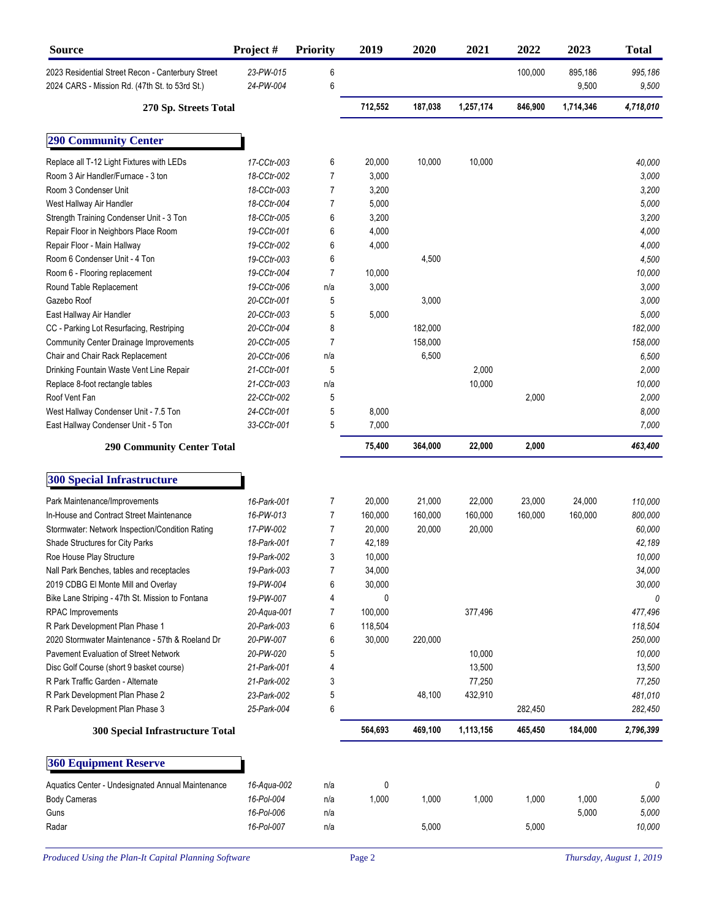| Source | Project # | Priority | 2019 | 2020 | 2021 | 2022 | 2023 | Total |
|---|---|---|---|---|---|---|---|---|
| 2023 Residential Street Recon - Canterbury Street | 23-PW-015 | 6 | | | | 100,000 | 895,186 | 995,186 |
| 2024 CARS - Mission Rd. (47th St. to 53rd St.) | 24-PW-004 | 6 | | | | | 9,500 | 9,500 |
| **270 Sp. Streets Total** | | | **712,552** | **187,038** | **1,257,174** | **846,900** | **1,714,346** | **4,718,010** |
| **290 Community Center** | | | | | | | | |
| Replace all T-12 Light Fixtures with LEDs | 17-CCtr-003 | 6 | 20,000 | 10,000 | 10,000 | | | 40,000 |
| Room 3 Air Handler/Furnace - 3 ton | 18-CCtr-002 | 7 | 3,000 | | | | | 3,000 |
| Room 3 Condenser Unit | 18-CCtr-003 | 7 | 3,200 | | | | | 3,200 |
| West Hallway Air Handler | 18-CCtr-004 | 7 | 5,000 | | | | | 5,000 |
| Strength Training Condenser Unit - 3 Ton | 18-CCtr-005 | 6 | 3,200 | | | | | 3,200 |
| Repair Floor in Neighbors Place Room | 19-CCtr-001 | 6 | 4,000 | | | | | 4,000 |
| Repair Floor - Main Hallway | 19-CCtr-002 | 6 | 4,000 | | | | | 4,000 |
| Room 6 Condenser Unit - 4 Ton | 19-CCtr-003 | 6 | | 4,500 | | | | 4,500 |
| Room 6 - Flooring replacement | 19-CCtr-004 | 7 | 10,000 | | | | | 10,000 |
| Round Table Replacement | 19-CCtr-006 | n/a | 3,000 | | | | | 3,000 |
| Gazebo Roof | 20-CCtr-001 | 5 | | 3,000 | | | | 3,000 |
| East Hallway Air Handler | 20-CCtr-003 | 5 | 5,000 | | | | | 5,000 |
| CC - Parking Lot Resurfacing, Restriping | 20-CCtr-004 | 8 | | 182,000 | | | | 182,000 |
| Community Center Drainage Improvements | 20-CCtr-005 | 7 | | 158,000 | | | | 158,000 |
| Chair and Chair Rack Replacement | 20-CCtr-006 | n/a | | 6,500 | | | | 6,500 |
| Drinking Fountain Waste Vent Line Repair | 21-CCtr-001 | 5 | | | 2,000 | | | 2,000 |
| Replace 8-foot rectangle tables | 21-CCtr-003 | n/a | | | 10,000 | | | 10,000 |
| Roof Vent Fan | 22-CCtr-002 | 5 | | | | 2,000 | | 2,000 |
| West Hallway Condenser Unit - 7.5 Ton | 24-CCtr-001 | 5 | 8,000 | | | | | 8,000 |
| East Hallway Condenser Unit - 5 Ton | 33-CCtr-001 | 5 | 7,000 | | | | | 7,000 |
| **290 Community Center Total** | | | **75,400** | **364,000** | **22,000** | **2,000** | | **463,400** |
| **300 Special Infrastructure** | | | | | | | | |
| Park Maintenance/Improvements | 16-Park-001 | 7 | 20,000 | 21,000 | 22,000 | 23,000 | 24,000 | 110,000 |
| In-House and Contract Street Maintenance | 16-PW-013 | 7 | 160,000 | 160,000 | 160,000 | 160,000 | 160,000 | 800,000 |
| Stormwater: Network Inspection/Condition Rating | 17-PW-002 | 7 | 20,000 | 20,000 | 20,000 | | | 60,000 |
| Shade Structures for City Parks | 18-Park-001 | 7 | 42,189 | | | | | 42,189 |
| Roe House Play Structure | 19-Park-002 | 3 | 10,000 | | | | | 10,000 |
| Nall Park Benches, tables and receptacles | 19-Park-003 | 7 | 34,000 | | | | | 34,000 |
| 2019 CDBG El Monte Mill and Overlay | 19-PW-004 | 6 | 30,000 | | | | | 30,000 |
| Bike Lane Striping - 47th St. Mission to Fontana | 19-PW-007 | 4 | 0 | | | | | 0 |
| RPAC Improvements | 20-Aqua-001 | 7 | 100,000 | | 377,496 | | | 477,496 |
| R Park Development Plan Phase 1 | 20-Park-003 | 6 | 118,504 | | | | | 118,504 |
| 2020 Stormwater Maintenance - 57th & Roeland Dr | 20-PW-007 | 6 | 30,000 | 220,000 | | | | 250,000 |
| Pavement Evaluation of Street Network | 20-PW-020 | 5 | | | 10,000 | | | 10,000 |
| Disc Golf Course (short 9 basket course) | 21-Park-001 | 4 | | | 13,500 | | | 13,500 |
| R Park Traffic Garden - Alternate | 21-Park-002 | 3 | | | 77,250 | | | 77,250 |
| R Park Development Plan Phase 2 | 23-Park-002 | 5 | | 48,100 | 432,910 | | | 481,010 |
| R Park Development Plan Phase 3 | 25-Park-004 | 6 | | | | 282,450 | | 282,450 |
| **300 Special Infrastructure Total** | | | **564,693** | **469,100** | **1,113,156** | **465,450** | **184,000** | **2,796,399** |
| **360 Equipment Reserve** | | | | | | | | |
| Aquatics Center - Undesignated Annual Maintenance | 16-Aqua-002 | n/a | 0 | | | | | 0 |
| Body Cameras | 16-Pol-004 | n/a | 1,000 | 1,000 | 1,000 | 1,000 | 1,000 | 5,000 |
| Guns | 16-Pol-006 | n/a | | | | | 5,000 | 5,000 |
| Radar | 16-Pol-007 | n/a | | 5,000 | | 5,000 | | 10,000 |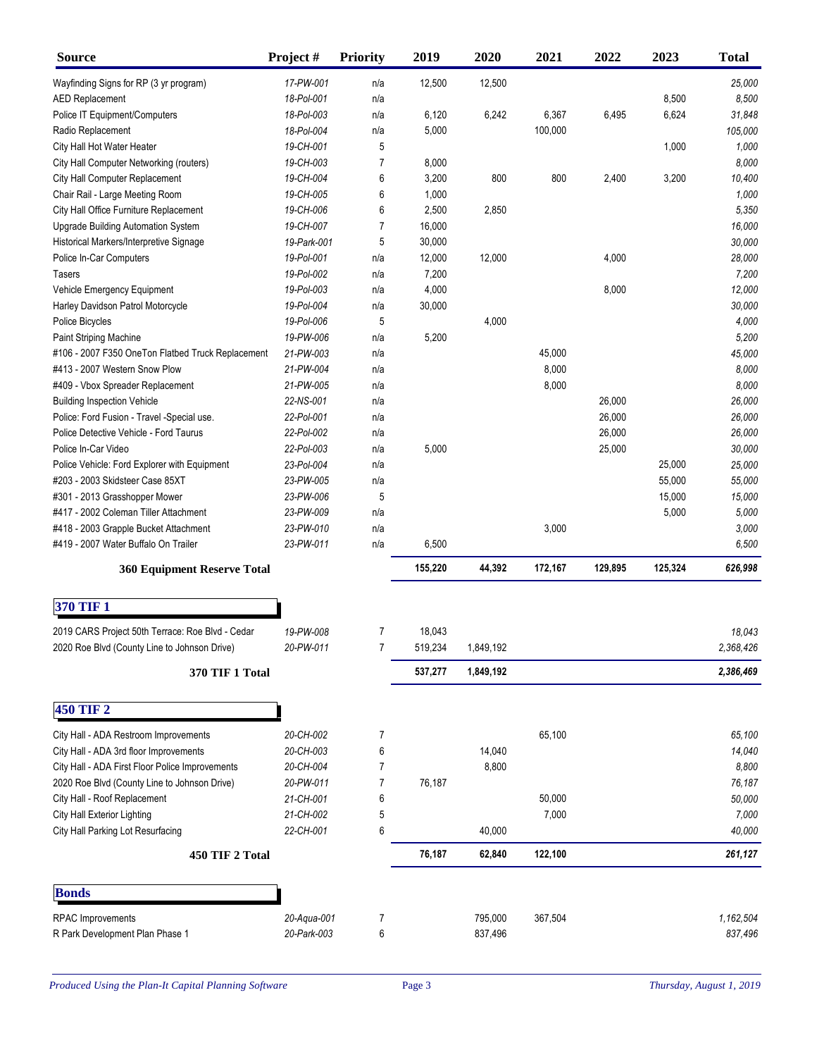| Source | Project # | Priority | 2019 | 2020 | 2021 | 2022 | 2023 | Total |
|---|---|---|---|---|---|---|---|---|
| Wayfinding Signs for RP (3 yr program) | 17-PW-001 | n/a | 12,500 | 12,500 | | | | 25,000 |
| AED Replacement | 18-Pol-001 | n/a | | | | | 8,500 | 8,500 |
| Police IT Equipment/Computers | 18-Pol-003 | n/a | 6,120 | 6,242 | 6,367 | 6,495 | 6,624 | 31,848 |
| Radio Replacement | 18-Pol-004 | n/a | 5,000 | | 100,000 | | | 105,000 |
| City Hall Hot Water Heater | 19-CH-001 | 5 | | | | | 1,000 | 1,000 |
| City Hall Computer Networking (routers) | 19-CH-003 | 7 | 8,000 | | | | | 8,000 |
| City Hall Computer Replacement | 19-CH-004 | 6 | 3,200 | 800 | 800 | 2,400 | 3,200 | 10,400 |
| Chair Rail - Large Meeting Room | 19-CH-005 | 6 | 1,000 | | | | | 1,000 |
| City Hall Office Furniture Replacement | 19-CH-006 | 6 | 2,500 | 2,850 | | | | 5,350 |
| Upgrade Building Automation System | 19-CH-007 | 7 | 16,000 | | | | | 16,000 |
| Historical Markers/Interpretive Signage | 19-Park-001 | 5 | 30,000 | | | | | 30,000 |
| Police In-Car Computers | 19-Pol-001 | n/a | 12,000 | 12,000 | | 4,000 | | 28,000 |
| Tasers | 19-Pol-002 | n/a | 7,200 | | | | | 7,200 |
| Vehicle Emergency Equipment | 19-Pol-003 | n/a | 4,000 | | | 8,000 | | 12,000 |
| Harley Davidson Patrol Motorcycle | 19-Pol-004 | n/a | 30,000 | | | | | 30,000 |
| Police Bicycles | 19-Pol-006 | 5 | | 4,000 | | | | 4,000 |
| Paint Striping Machine | 19-PW-006 | n/a | 5,200 | | | | | 5,200 |
| #106 - 2007 F350 OneTon Flatbed Truck Replacement | 21-PW-003 | n/a | | | 45,000 | | | 45,000 |
| #413 - 2007 Western Snow Plow | 21-PW-004 | n/a | | | 8,000 | | | 8,000 |
| #409 - Vbox Spreader Replacement | 21-PW-005 | n/a | | | 8,000 | | | 8,000 |
| Building Inspection Vehicle | 22-NS-001 | n/a | | | | 26,000 | | 26,000 |
| Police: Ford Fusion - Travel -Special use. | 22-Pol-001 | n/a | | | | 26,000 | | 26,000 |
| Police Detective Vehicle - Ford Taurus | 22-Pol-002 | n/a | | | | 26,000 | | 26,000 |
| Police In-Car Video | 22-Pol-003 | n/a | 5,000 | | | 25,000 | | 30,000 |
| Police Vehicle: Ford Explorer with Equipment | 23-Pol-004 | n/a | | | | | 25,000 | 25,000 |
| #203 - 2003 Skidsteer Case 85XT | 23-PW-005 | n/a | | | | | 55,000 | 55,000 |
| #301 - 2013 Grasshopper Mower | 23-PW-006 | 5 | | | | | 15,000 | 15,000 |
| #417 - 2002 Coleman Tiller Attachment | 23-PW-009 | n/a | | | | | 5,000 | 5,000 |
| #418 - 2003 Grapple Bucket Attachment | 23-PW-010 | n/a | | | 3,000 | | | 3,000 |
| #419 - 2007 Water Buffalo On Trailer | 23-PW-011 | n/a | 6,500 | | | | | 6,500 |
| **360 Equipment Reserve Total** | | | 155,220 | 44,392 | 172,167 | 129,895 | 125,324 | 626,998 |

## 370 TIF 1

| Source | Project # | Priority | 2019 | 2020 | 2021 | 2022 | 2023 | Total |
|---|---|---|---|---|---|---|---|---|
| 2019 CARS Project 50th Terrace: Roe Blvd - Cedar | 19-PW-008 | 7 | 18,043 | | | | | 18,043 |
| 2020 Roe Blvd (County Line to Johnson Drive) | 20-PW-011 | 7 | 519,234 | 1,849,192 | | | | 2,368,426 |
| **370 TIF 1 Total** | | | 537,277 | 1,849,192 | | | | 2,386,469 |

## 450 TIF 2

| Source | Project # | Priority | 2019 | 2020 | 2021 | 2022 | 2023 | Total |
|---|---|---|---|---|---|---|---|---|
| City Hall - ADA Restroom Improvements | 20-CH-002 | 7 | | | 65,100 | | | 65,100 |
| City Hall - ADA 3rd floor Improvements | 20-CH-003 | 6 | | 14,040 | | | | 14,040 |
| City Hall - ADA First Floor Police Improvements | 20-CH-004 | 7 | | 8,800 | | | | 8,800 |
| 2020 Roe Blvd (County Line to Johnson Drive) | 20-PW-011 | 7 | 76,187 | | | | | 76,187 |
| City Hall - Roof Replacement | 21-CH-001 | 6 | | | 50,000 | | | 50,000 |
| City Hall Exterior Lighting | 21-CH-002 | 5 | | | 7,000 | | | 7,000 |
| City Hall Parking Lot Resurfacing | 22-CH-001 | 6 | | 40,000 | | | | 40,000 |
| **450 TIF 2 Total** | | | 76,187 | 62,840 | 122,100 | | | 261,127 |

## Bonds

| Source | Project # | Priority | 2019 | 2020 | 2021 | 2022 | 2023 | Total |
|---|---|---|---|---|---|---|---|---|
| RPAC Improvements | 20-Aqua-001 | 7 | | 795,000 | 367,504 | | | 1,162,504 |
| R Park Development Plan Phase 1 | 20-Park-003 | 6 | | 837,496 | | | | 837,496 |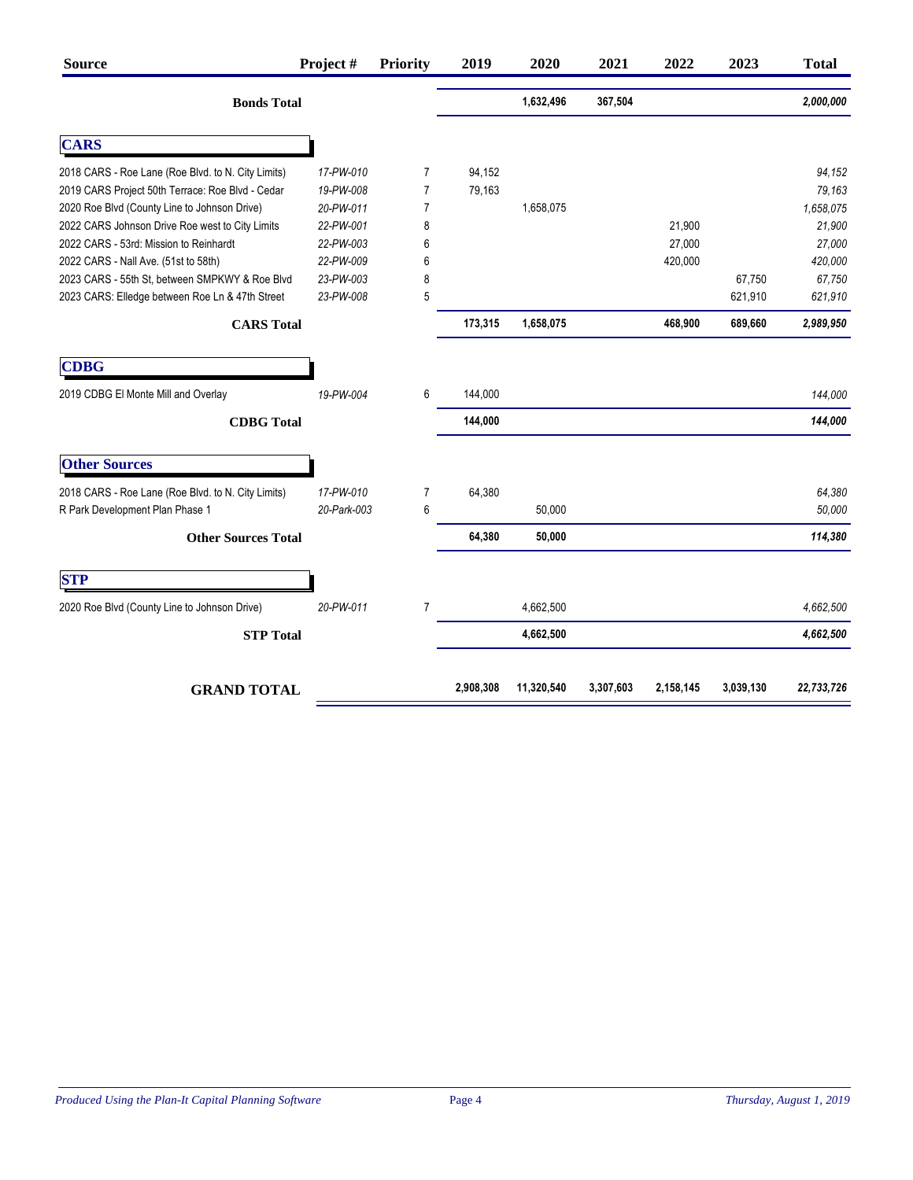| Source | Project # | Priority | 2019 | 2020 | 2021 | 2022 | 2023 | Total |
|---|---|---|---|---|---|---|---|---|
| **Bonds Total** | | | | **1,632,496** | **367,504** | | | ***2,000,000*** |
| **CARS** | | | | | | | | |
| 2018 CARS - Roe Lane (Roe Blvd. to N. City Limits) | *17-PW-010* | 7 | 94,152 | | | | | *94,152* |
| 2019 CARS Project 50th Terrace: Roe Blvd - Cedar | *19-PW-008* | 7 | 79,163 | | | | | *79,163* |
| 2020 Roe Blvd (County Line to Johnson Drive) | *20-PW-011* | 7 | | 1,658,075 | | | | *1,658,075* |
| 2022 CARS Johnson Drive Roe west to City Limits | *22-PW-001* | 8 | | | | 21,900 | | *21,900* |
| 2022 CARS - 53rd: Mission to Reinhardt | *22-PW-003* | 6 | | | | 27,000 | | *27,000* |
| 2022 CARS - Nall Ave. (51st to 58th) | *22-PW-009* | 6 | | | | 420,000 | | *420,000* |
| 2023 CARS - 55th St, between SMPKWY & Roe Blvd | *23-PW-003* | 8 | | | | | 67,750 | *67,750* |
| 2023 CARS: Elledge between Roe Ln & 47th Street | *23-PW-008* | 5 | | | | | 621,910 | *621,910* |
| **CARS Total** | | | **173,315** | **1,658,075** | | **468,900** | **689,660** | ***2,989,950*** |
| **CDBG** | | | | | | | | |
| 2019 CDBG El Monte Mill and Overlay | *19-PW-004* | 6 | 144,000 | | | | | *144,000* |
| **CDBG Total** | | | **144,000** | | | | | ***144,000*** |
| **Other Sources** | | | | | | | | |
| 2018 CARS - Roe Lane (Roe Blvd. to N. City Limits) | *17-PW-010* | 7 | 64,380 | | | | | *64,380* |
| R Park Development Plan Phase 1 | *20-Park-003* | 6 | | 50,000 | | | | *50,000* |
| **Other Sources Total** | | | **64,380** | **50,000** | | | | ***114,380*** |
| **STP** | | | | | | | | |
| 2020 Roe Blvd (County Line to Johnson Drive) | *20-PW-011* | 7 | | 4,662,500 | | | | *4,662,500* |
| **STP Total** | | | | **4,662,500** | | | | ***4,662,500*** |
| **GRAND TOTAL** | | | **2,908,308** | **11,320,540** | **3,307,603** | **2,158,145** | **3,039,130** | ***22,733,726*** |

*Produced Using the Plan-It Capital Planning Software*

*Thursday, August 1, 2019*